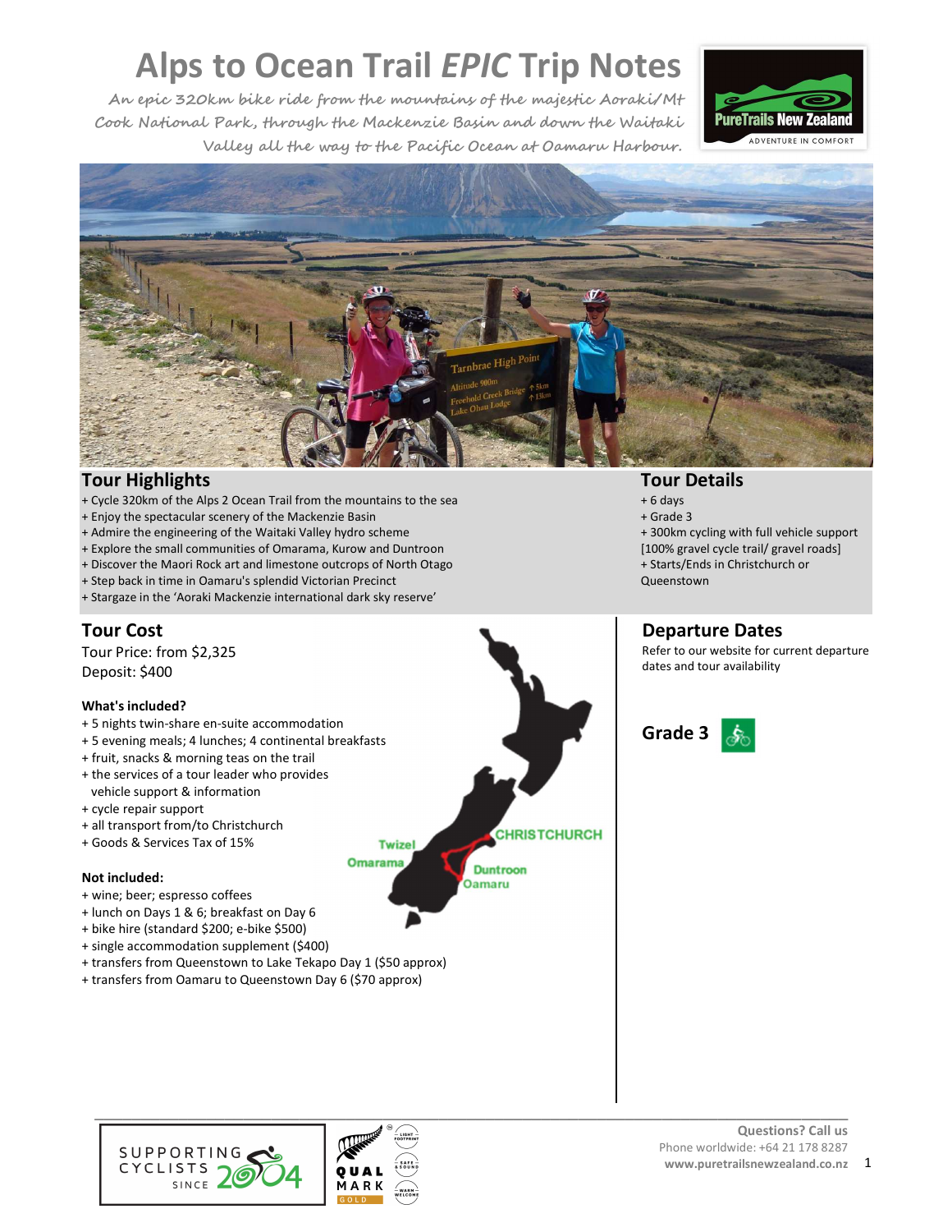# Alps to Ocean Trail *EPIC* Trip Notes

*An epic 320km bike ride from the mountains of the majestic Aoraki/Mt Cook National Park, through the Mackenzie Basin and down the Waitaki Valley all the way to the Pacific Ocean at Oamaru Harbour.*

## Tour Highlights

+ Cycle 320km of the Alps 2 Ocean Trail from the mountains to the sea
+ Enjoy the spectacular scenery of the Mackenzie Basin
+ Admire the engineering of the Waitaki Valley hydro scheme
+ Explore the small communities of Omarama, Kurow and Duntroon
+ Discover the Maori Rock art and limestone outcrops of North Otago
+ Step back in time in Oamaru's splendid Victorian Precinct
+ Stargaze in the 'Aoraki Mackenzie international dark sky reserve'

## Tour Details

+ 6 days
+ Grade 3
+ 300km cycling with full vehicle support [100% gravel cycle trail/ gravel roads]
+ Starts/Ends in Christchurch or Queenstown

## Tour Cost

Tour Price: from $2,325
Deposit: $400

**What's included?**

+ 5 nights twin-share en-suite accommodation
+ 5 evening meals; 4 lunches; 4 continental breakfasts
+ fruit, snacks & morning teas on the trail
+ the services of a tour leader who provides vehicle support & information
+ cycle repair support
+ all transport from/to Christchurch
+ Goods & Services Tax of 15%

**Not included:**

+ wine; beer; espresso coffees
+ lunch on Days 1 & 6; breakfast on Day 6
+ bike hire (standard $200; e-bike $500)
+ single accommodation supplement ($400)
+ transfers from Queenstown to Lake Tekapo Day 1 ($50 approx)
+ transfers from Oamaru to Queenstown Day 6 ($70 approx)

## Departure Dates

Refer to our website for current departure dates and tour availability

## Grade 3

Questions? Call us
Phone worldwide: +64 21 178 8287
www.puretrailsnewzealand.co.nz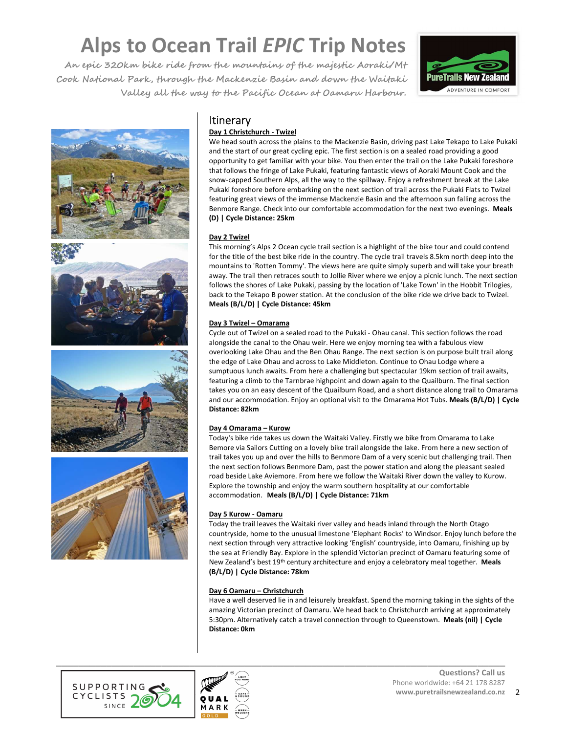# Alps to Ocean Trail *EPIC* Trip Notes

An epic 320km bike ride from the mountains of the majestic Aoraki/Mt Cook National Park, through the Mackenzie Basin and down the Waitaki Valley all the way to the Pacific Ocean at Oamaru Harbour.

## Itinerary

**Day 1 Christchurch - Twizel**

We head south across the plains to the Mackenzie Basin, driving past Lake Tekapo to Lake Pukaki and the start of our great cycling epic. The first section is on a sealed road providing a good opportunity to get familiar with your bike. You then enter the trail on the Lake Pukaki foreshore that follows the fringe of Lake Pukaki, featuring fantastic views of Aoraki Mount Cook and the snow-capped Southern Alps, all the way to the spillway. Enjoy a refreshment break at the Lake Pukaki foreshore before embarking on the next section of trail across the Pukaki Flats to Twizel featuring great views of the immense Mackenzie Basin and the afternoon sun falling across the Benmore Range. Check into our comfortable accommodation for the next two evenings. **Meals (D) | Cycle Distance: 25km**

**Day 2 Twizel**

This morning's Alps 2 Ocean cycle trail section is a highlight of the bike tour and could contend for the title of the best bike ride in the country. The cycle trail travels 8.5km north deep into the mountains to 'Rotten Tommy'. The views here are quite simply superb and will take your breath away. The trail then retraces south to Jollie River where we enjoy a picnic lunch. The next section follows the shores of Lake Pukaki, passing by the location of 'Lake Town' in the Hobbit Trilogies, back to the Tekapo B power station. At the conclusion of the bike ride we drive back to Twizel. **Meals (B/L/D) | Cycle Distance: 45km**

**Day 3 Twizel – Omarama**

Cycle out of Twizel on a sealed road to the Pukaki - Ohau canal. This section follows the road alongside the canal to the Ohau weir. Here we enjoy morning tea with a fabulous view overlooking Lake Ohau and the Ben Ohau Range. The next section is on purpose built trail along the edge of Lake Ohau and across to Lake Middleton. Continue to Ohau Lodge where a sumptuous lunch awaits. From here a challenging but spectacular 19km section of trail awaits, featuring a climb to the Tarnbrae highpoint and down again to the Quailburn. The final section takes you on an easy descent of the Quailburn Road, and a short distance along trail to Omarama and our accommodation. Enjoy an optional visit to the Omarama Hot Tubs. **Meals (B/L/D) | Cycle Distance: 82km**

**Day 4 Omarama – Kurow**

Today's bike ride takes us down the Waitaki Valley. Firstly we bike from Omarama to Lake Bemore via Sailors Cutting on a lovely bike trail alongside the lake. From here a new section of trail takes you up and over the hills to Benmore Dam of a very scenic but challenging trail. Then the next section follows Benmore Dam, past the power station and along the pleasant sealed road beside Lake Aviemore. From here we follow the Waitaki River down the valley to Kurow. Explore the township and enjoy the warm southern hospitality at our comfortable accommodation. **Meals (B/L/D) | Cycle Distance: 71km**

**Day 5 Kurow - Oamaru**

Today the trail leaves the Waitaki river valley and heads inland through the North Otago countryside, home to the unusual limestone 'Elephant Rocks' to Windsor. Enjoy lunch before the next section through very attractive looking 'English' countryside, into Oamaru, finishing up by the sea at Friendly Bay. Explore in the splendid Victorian precinct of Oamaru featuring some of New Zealand's best 19th century architecture and enjoy a celebratory meal together. **Meals (B/L/D) | Cycle Distance: 78km**

**Day 6 Oamaru – Christchurch**

Have a well deserved lie in and leisurely breakfast. Spend the morning taking in the sights of the amazing Victorian precinct of Oamaru. We head back to Christchurch arriving at approximately 5:30pm. Alternatively catch a travel connection through to Queenstown. **Meals (nil) | Cycle Distance: 0km**

**Questions? Call us**
Phone worldwide: +64 21 178 8287
**www.puretrailsnewzealand.co.nz**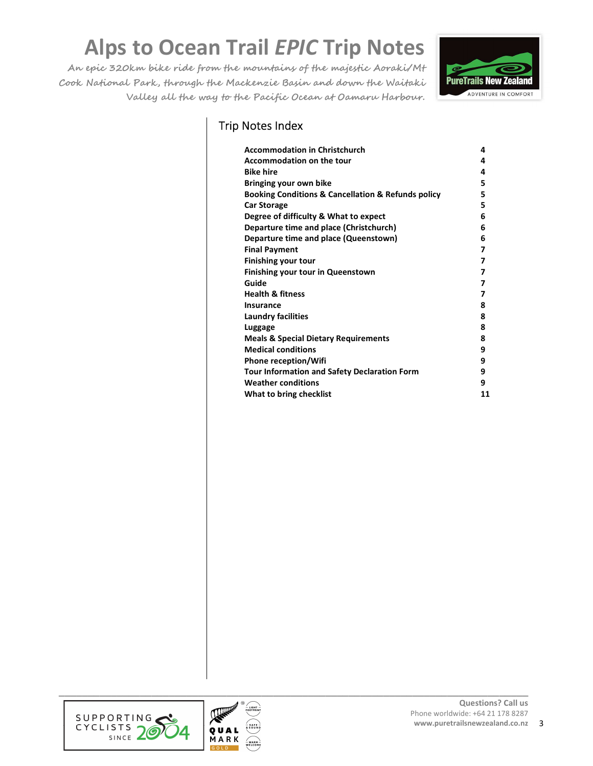# Alps to Ocean Trail *EPIC* Trip Notes

*An epic 320km bike ride from the mountains of the majestic Aoraki/Mt Cook National Park, through the Mackenzie Basin and down the Waitaki Valley all the way to the Pacific Ocean at Oamaru Harbour.*

## Trip Notes Index

| | |
|---|---|
| **Accommodation in Christchurch** | **4** |
| **Accommodation on the tour** | **4** |
| **Bike hire** | **4** |
| **Bringing your own bike** | **5** |
| **Booking Conditions & Cancellation & Refunds policy** | **5** |
| **Car Storage** | **5** |
| **Degree of difficulty & What to expect** | **6** |
| **Departure time and place (Christchurch)** | **6** |
| **Departure time and place (Queenstown)** | **6** |
| **Final Payment** | **7** |
| **Finishing your tour** | **7** |
| **Finishing your tour in Queenstown** | **7** |
| **Guide** | **7** |
| **Health & fitness** | **7** |
| **Insurance** | **8** |
| **Laundry facilities** | **8** |
| **Luggage** | **8** |
| **Meals & Special Dietary Requirements** | **8** |
| **Medical conditions** | **9** |
| **Phone reception/Wifi** | **9** |
| **Tour Information and Safety Declaration Form** | **9** |
| **Weather conditions** | **9** |
| **What to bring checklist** | **11** |

**Questions? Call us**
Phone worldwide: +64 21 178 8287
**www.puretrailsnewzealand.co.nz**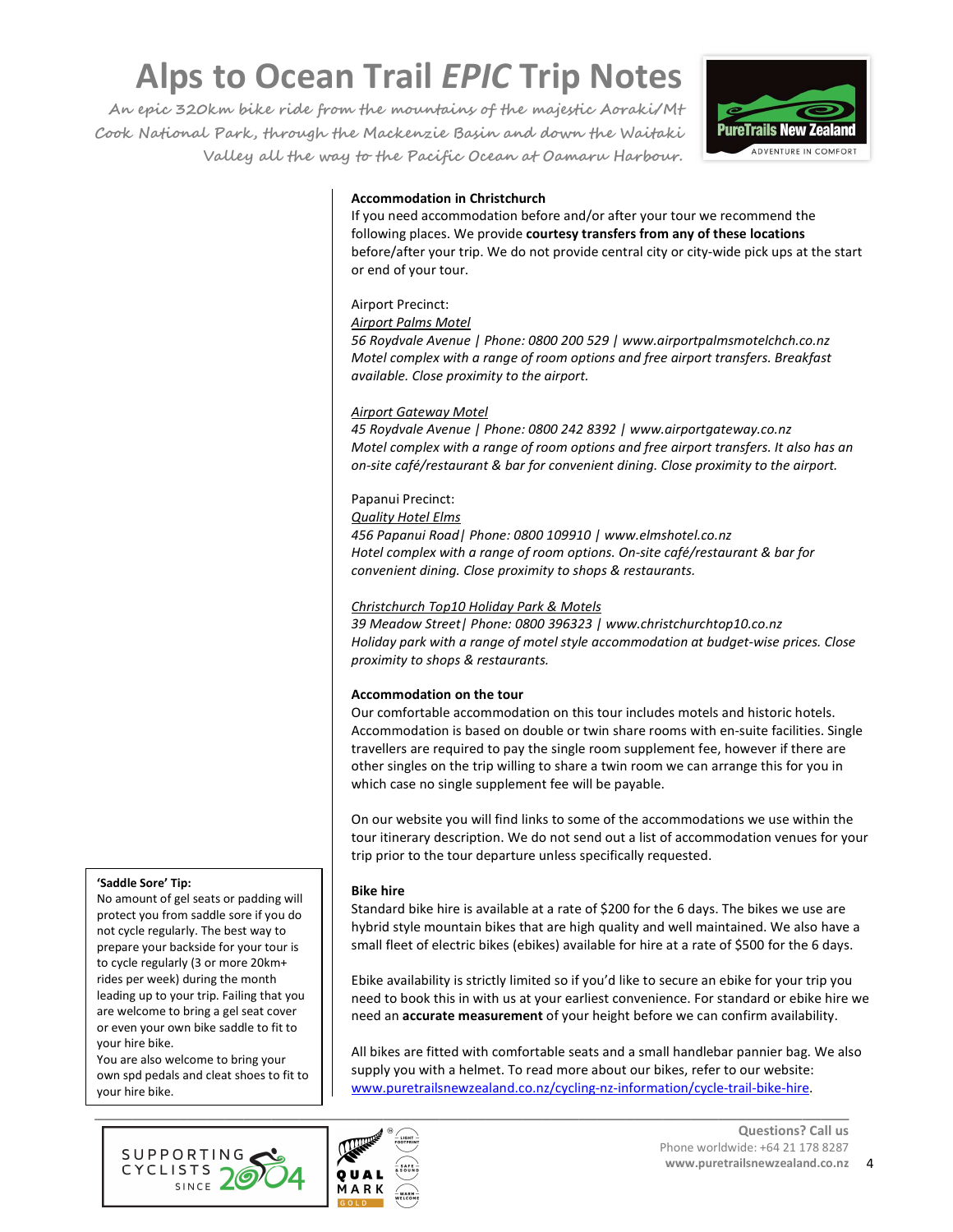# Alps to Ocean Trail *EPIC* Trip Notes

*An epic 320km bike ride from the mountains of the majestic Aoraki/Mt Cook National Park, through the Mackenzie Basin and down the Waitaki Valley all the way to the Pacific Ocean at Oamaru Harbour.*

**Accommodation in Christchurch**

If you need accommodation before and/or after your tour we recommend the following places. We provide **courtesy transfers from any of these locations** before/after your trip. We do not provide central city or city-wide pick ups at the start or end of your tour.

Airport Precinct:

*Airport Palms Motel*
*56 Roydvale Avenue | Phone: 0800 200 529 | www.airportpalmsmotelchch.co.nz*
*Motel complex with a range of room options and free airport transfers. Breakfast available. Close proximity to the airport.*

*Airport Gateway Motel*
*45 Roydvale Avenue | Phone: 0800 242 8392 | www.airportgateway.co.nz*
*Motel complex with a range of room options and free airport transfers. It also has an on-site café/restaurant & bar for convenient dining. Close proximity to the airport.*

Papanui Precinct:

*Quality Hotel Elms*
*456 Papanui Road| Phone: 0800 109910 | www.elmshotel.co.nz*
*Hotel complex with a range of room options. On-site café/restaurant & bar for convenient dining. Close proximity to shops & restaurants.*

*Christchurch Top10 Holiday Park & Motels*
*39 Meadow Street| Phone: 0800 396323 | www.christchurchtop10.co.nz*
*Holiday park with a range of motel style accommodation at budget-wise prices. Close proximity to shops & restaurants.*

**Accommodation on the tour**

Our comfortable accommodation on this tour includes motels and historic hotels. Accommodation is based on double or twin share rooms with en-suite facilities. Single travellers are required to pay the single room supplement fee, however if there are other singles on the trip willing to share a twin room we can arrange this for you in which case no single supplement fee will be payable.

On our website you will find links to some of the accommodations we use within the tour itinerary description. We do not send out a list of accommodation venues for your trip prior to the tour departure unless specifically requested.

**Bike hire**

Standard bike hire is available at a rate of $200 for the 6 days. The bikes we use are hybrid style mountain bikes that are high quality and well maintained. We also have a small fleet of electric bikes (ebikes) available for hire at a rate of $500 for the 6 days.

Ebike availability is strictly limited so if you'd like to secure an ebike for your trip you need to book this in with us at your earliest convenience. For standard or ebike hire we need an **accurate measurement** of your height before we can confirm availability.

All bikes are fitted with comfortable seats and a small handlebar pannier bag. We also supply you with a helmet. To read more about our bikes, refer to our website: www.puretrailsnewzealand.co.nz/cycling-nz-information/cycle-trail-bike-hire.

**'Saddle Sore' Tip:**
No amount of gel seats or padding will protect you from saddle sore if you do not cycle regularly. The best way to prepare your backside for your tour is to cycle regularly (3 or more 20km+ rides per week) during the month leading up to your trip. Failing that you are welcome to bring a gel seat cover or even your own bike saddle to fit to your hire bike.
You are also welcome to bring your own spd pedals and cleat shoes to fit to your hire bike.

Questions? Call us
Phone worldwide: +64 21 178 8287
www.puretrailsnewzealand.co.nz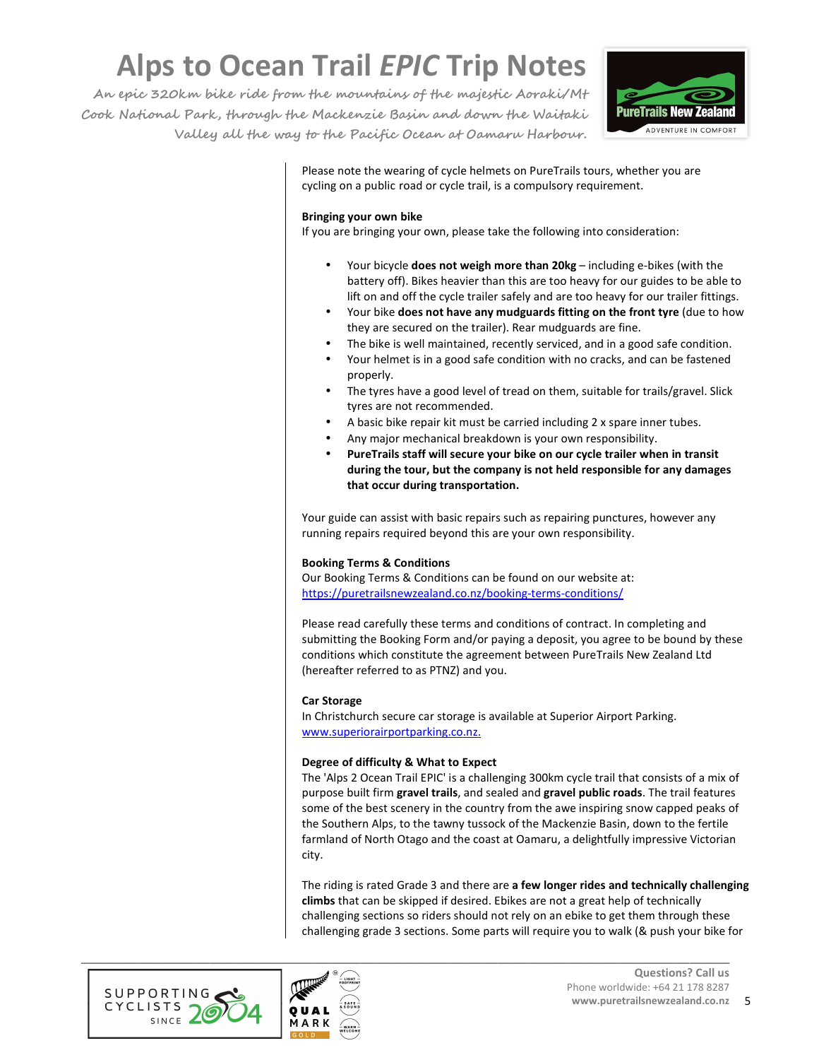Please note the wearing of cycle helmets on PureTrails tours, whether you are cycling on a public road or cycle trail, is a compulsory requirement.

**Bringing your own bike**

If you are bringing your own, please take the following into consideration:

- Your bicycle **does not weigh more than 20kg** – including e-bikes (with the battery off). Bikes heavier than this are too heavy for our guides to be able to lift on and off the cycle trailer safely and are too heavy for our trailer fittings.
- Your bike **does not have any mudguards fitting on the front tyre** (due to how they are secured on the trailer). Rear mudguards are fine.
- The bike is well maintained, recently serviced, and in a good safe condition.
- Your helmet is in a good safe condition with no cracks, and can be fastened properly.
- The tyres have a good level of tread on them, suitable for trails/gravel. Slick tyres are not recommended.
- A basic bike repair kit must be carried including 2 x spare inner tubes.
- Any major mechanical breakdown is your own responsibility.
- **PureTrails staff will secure your bike on our cycle trailer when in transit during the tour, but the company is not held responsible for any damages that occur during transportation.**

Your guide can assist with basic repairs such as repairing punctures, however any running repairs required beyond this are your own responsibility.

**Booking Terms & Conditions**

Our Booking Terms & Conditions can be found on our website at:
https://puretrailsnewzealand.co.nz/booking-terms-conditions/

Please read carefully these terms and conditions of contract. In completing and submitting the Booking Form and/or paying a deposit, you agree to be bound by these conditions which constitute the agreement between PureTrails New Zealand Ltd (hereafter referred to as PTNZ) and you.

**Car Storage**

In Christchurch secure car storage is available at Superior Airport Parking.
www.superiorairportparking.co.nz.

**Degree of difficulty & What to Expect**

The 'Alps 2 Ocean Trail EPIC' is a challenging 300km cycle trail that consists of a mix of purpose built firm **gravel trails**, and sealed and **gravel public roads**. The trail features some of the best scenery in the country from the awe inspiring snow capped peaks of the Southern Alps, to the tawny tussock of the Mackenzie Basin, down to the fertile farmland of North Otago and the coast at Oamaru, a delightfully impressive Victorian city.

The riding is rated Grade 3 and there are **a few longer rides and technically challenging climbs** that can be skipped if desired. Ebikes are not a great help of technically challenging sections so riders should not rely on an ebike to get them through these challenging grade 3 sections. Some parts will require you to walk (& push your bike for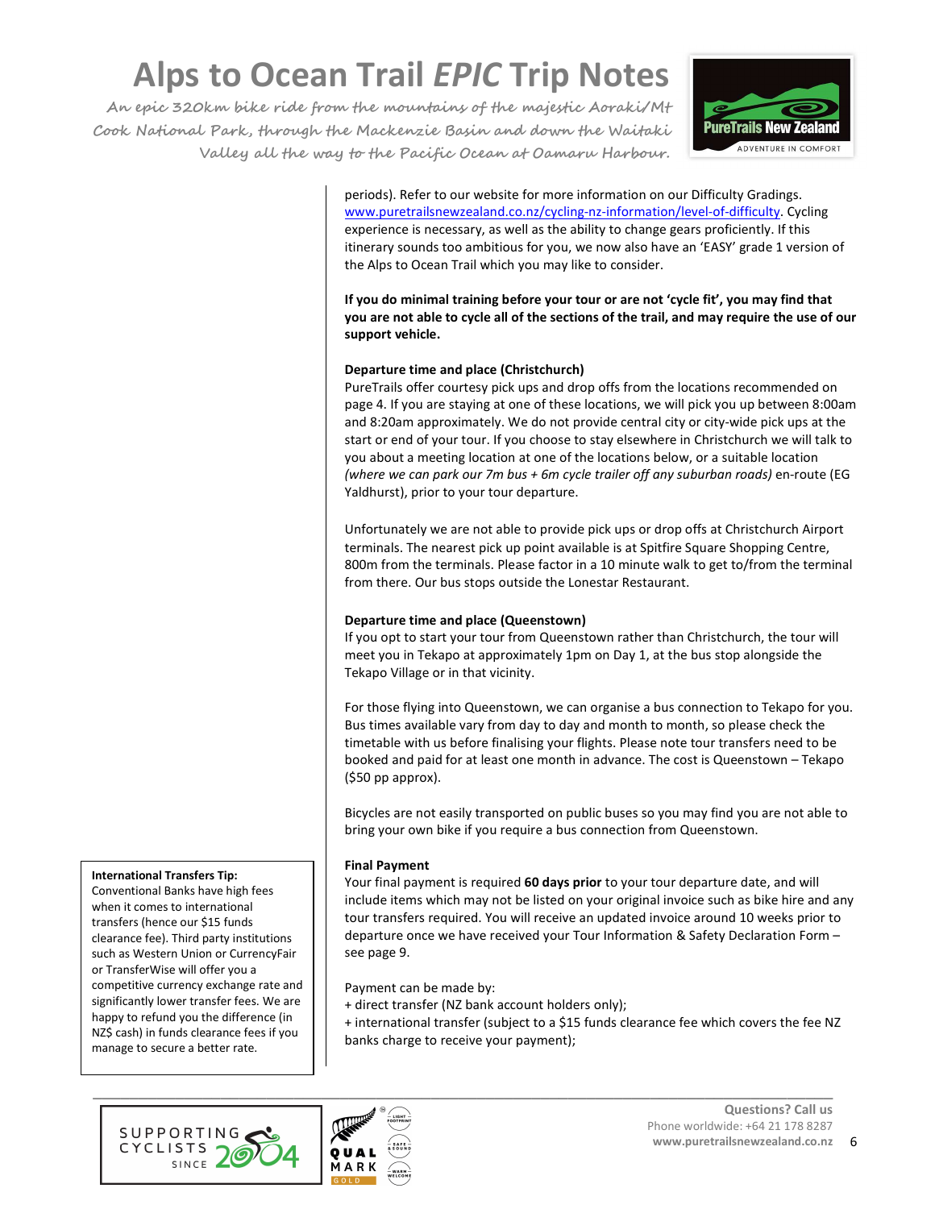periods). Refer to our website for more information on our Difficulty Gradings. [www.puretrailsnewzealand.co.nz/cycling-nz-information/level-of-difficulty](www.puretrailsnewzealand.co.nz/cycling-nz-information/level-of-difficulty). Cycling experience is necessary, as well as the ability to change gears proficiently. If this itinerary sounds too ambitious for you, we now also have an 'EASY' grade 1 version of the Alps to Ocean Trail which you may like to consider.

**If you do minimal training before your tour or are not 'cycle fit', you may find that you are not able to cycle all of the sections of the trail, and may require the use of our support vehicle.**

**Departure time and place (Christchurch)**

PureTrails offer courtesy pick ups and drop offs from the locations recommended on page 4. If you are staying at one of these locations, we will pick you up between 8:00am and 8:20am approximately. We do not provide central city or city-wide pick ups at the start or end of your tour. If you choose to stay elsewhere in Christchurch we will talk to you about a meeting location at one of the locations below, or a suitable location *(where we can park our 7m bus + 6m cycle trailer off any suburban roads)* en-route (EG Yaldhurst), prior to your tour departure.

Unfortunately we are not able to provide pick ups or drop offs at Christchurch Airport terminals. The nearest pick up point available is at Spitfire Square Shopping Centre, 800m from the terminals. Please factor in a 10 minute walk to get to/from the terminal from there. Our bus stops outside the Lonestar Restaurant.

**Departure time and place (Queenstown)**

If you opt to start your tour from Queenstown rather than Christchurch, the tour will meet you in Tekapo at approximately 1pm on Day 1, at the bus stop alongside the Tekapo Village or in that vicinity.

For those flying into Queenstown, we can organise a bus connection to Tekapo for you. Bus times available vary from day to day and month to month, so please check the timetable with us before finalising your flights. Please note tour transfers need to be booked and paid for at least one month in advance. The cost is Queenstown – Tekapo ($50 pp approx).

Bicycles are not easily transported on public buses so you may find you are not able to bring your own bike if you require a bus connection from Queenstown.

**Final Payment**

Your final payment is required **60 days prior** to your tour departure date, and will include items which may not be listed on your original invoice such as bike hire and any tour transfers required. You will receive an updated invoice around 10 weeks prior to departure once we have received your Tour Information & Safety Declaration Form – see page 9.

Payment can be made by:
+ direct transfer (NZ bank account holders only);
+ international transfer (subject to a $15 funds clearance fee which covers the fee NZ banks charge to receive your payment);

**International Transfers Tip:**
Conventional Banks have high fees when it comes to international transfers (hence our $15 funds clearance fee). Third party institutions such as Western Union or CurrencyFair or TransferWise will offer you a competitive currency exchange rate and significantly lower transfer fees. We are happy to refund you the difference (in NZ$ cash) in funds clearance fees if you manage to secure a better rate.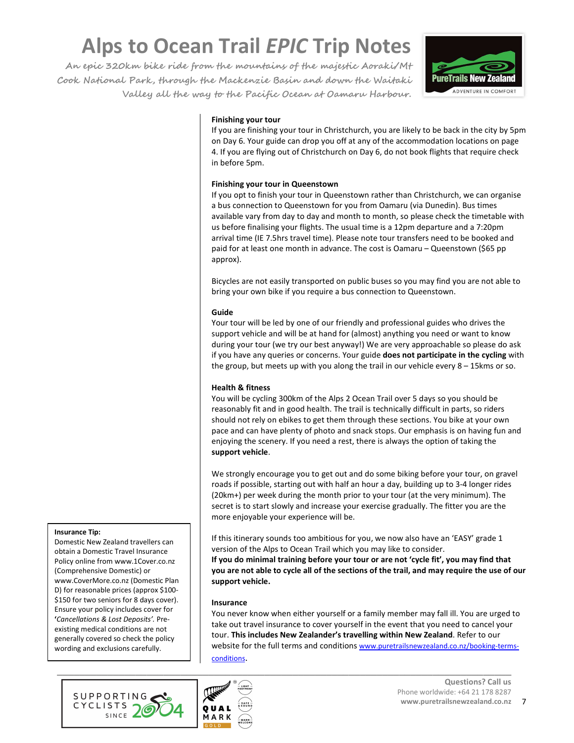### Finishing your tour

If you are finishing your tour in Christchurch, you are likely to be back in the city by 5pm on Day 6. Your guide can drop you off at any of the accommodation locations on page 4. If you are flying out of Christchurch on Day 6, do not book flights that require check in before 5pm.

### Finishing your tour in Queenstown

If you opt to finish your tour in Queenstown rather than Christchurch, we can organise a bus connection to Queenstown for you from Oamaru (via Dunedin). Bus times available vary from day to day and month to month, so please check the timetable with us before finalising your flights. The usual time is a 12pm departure and a 7:20pm arrival time (IE 7.5hrs travel time). Please note tour transfers need to be booked and paid for at least one month in advance. The cost is Oamaru – Queenstown ($65 pp approx).

Bicycles are not easily transported on public buses so you may find you are not able to bring your own bike if you require a bus connection to Queenstown.

### Guide

Your tour will be led by one of our friendly and professional guides who drives the support vehicle and will be at hand for (almost) anything you need or want to know during your tour (we try our best anyway!) We are very approachable so please do ask if you have any queries or concerns. Your guide **does not participate in the cycling** with the group, but meets up with you along the trail in our vehicle every 8 – 15kms or so.

### Health & fitness

You will be cycling 300km of the Alps 2 Ocean Trail over 5 days so you should be reasonably fit and in good health. The trail is technically difficult in parts, so riders should not rely on ebikes to get them through these sections. You bike at your own pace and can have plenty of photo and snack stops. Our emphasis is on having fun and enjoying the scenery. If you need a rest, there is always the option of taking the **support vehicle**.

We strongly encourage you to get out and do some biking before your tour, on gravel roads if possible, starting out with half an hour a day, building up to 3-4 longer rides (20km+) per week during the month prior to your tour (at the very minimum). The secret is to start slowly and increase your exercise gradually. The fitter you are the more enjoyable your experience will be.

If this itinerary sounds too ambitious for you, we now also have an 'EASY' grade 1 version of the Alps to Ocean Trail which you may like to consider.
**If you do minimal training before your tour or are not 'cycle fit', you may find that you are not able to cycle all of the sections of the trail, and may require the use of our support vehicle.**

### Insurance

You never know when either yourself or a family member may fall ill. You are urged to take out travel insurance to cover yourself in the event that you need to cancel your tour. **This includes New Zealander's travelling within New Zealand**. Refer to our website for the full terms and conditions [www.puretrailsnewzealand.co.nz/booking-terms-conditions](www.puretrailsnewzealand.co.nz/booking-terms-conditions).

**Insurance Tip:**
Domestic New Zealand travellers can obtain a Domestic Travel Insurance Policy online from www.1Cover.co.nz (Comprehensive Domestic) or www.CoverMore.co.nz (Domestic Plan D) for reasonable prices (approx $100-$150 for two seniors for 8 days cover). Ensure your policy includes cover for '*Cancellations & Lost Deposits'*. Pre-existing medical conditions are not generally covered so check the policy wording and exclusions carefully.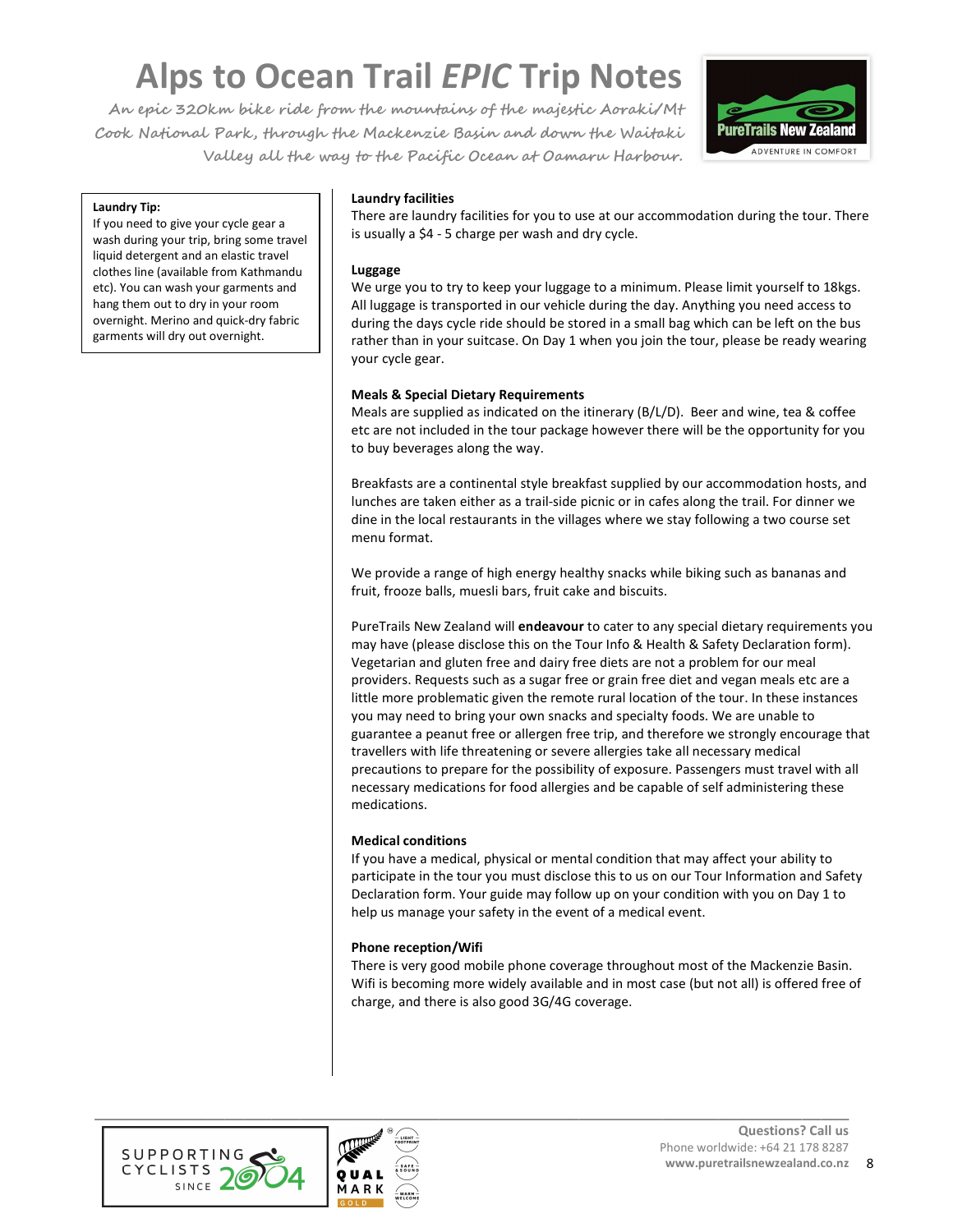# Alps to Ocean Trail *EPIC* Trip Notes

An epic 320km bike ride from the mountains of the majestic Aoraki/Mt Cook National Park, through the Mackenzie Basin and down the Waitaki Valley all the way to the Pacific Ocean at Oamaru Harbour.

**Laundry Tip:**
If you need to give your cycle gear a wash during your trip, bring some travel liquid detergent and an elastic travel clothes line (available from Kathmandu etc). You can wash your garments and hang them out to dry in your room overnight. Merino and quick-dry fabric garments will dry out overnight.

**Laundry facilities**

There are laundry facilities for you to use at our accommodation during the tour. There is usually a $4 - 5 charge per wash and dry cycle.

**Luggage**

We urge you to try to keep your luggage to a minimum. Please limit yourself to 18kgs. All luggage is transported in our vehicle during the day. Anything you need access to during the days cycle ride should be stored in a small bag which can be left on the bus rather than in your suitcase. On Day 1 when you join the tour, please be ready wearing your cycle gear.

**Meals & Special Dietary Requirements**

Meals are supplied as indicated on the itinerary (B/L/D). Beer and wine, tea & coffee etc are not included in the tour package however there will be the opportunity for you to buy beverages along the way.

Breakfasts are a continental style breakfast supplied by our accommodation hosts, and lunches are taken either as a trail-side picnic or in cafes along the trail. For dinner we dine in the local restaurants in the villages where we stay following a two course set menu format.

We provide a range of high energy healthy snacks while biking such as bananas and fruit, frooze balls, muesli bars, fruit cake and biscuits.

PureTrails New Zealand will **endeavour** to cater to any special dietary requirements you may have (please disclose this on the Tour Info & Health & Safety Declaration form). Vegetarian and gluten free and dairy free diets are not a problem for our meal providers. Requests such as a sugar free or grain free diet and vegan meals etc are a little more problematic given the remote rural location of the tour. In these instances you may need to bring your own snacks and specialty foods. We are unable to guarantee a peanut free or allergen free trip, and therefore we strongly encourage that travellers with life threatening or severe allergies take all necessary medical precautions to prepare for the possibility of exposure. Passengers must travel with all necessary medications for food allergies and be capable of self administering these medications.

**Medical conditions**

If you have a medical, physical or mental condition that may affect your ability to participate in the tour you must disclose this to us on our Tour Information and Safety Declaration form. Your guide may follow up on your condition with you on Day 1 to help us manage your safety in the event of a medical event.

**Phone reception/Wifi**

There is very good mobile phone coverage throughout most of the Mackenzie Basin. Wifi is becoming more widely available and in most case (but not all) is offered free of charge, and there is also good 3G/4G coverage.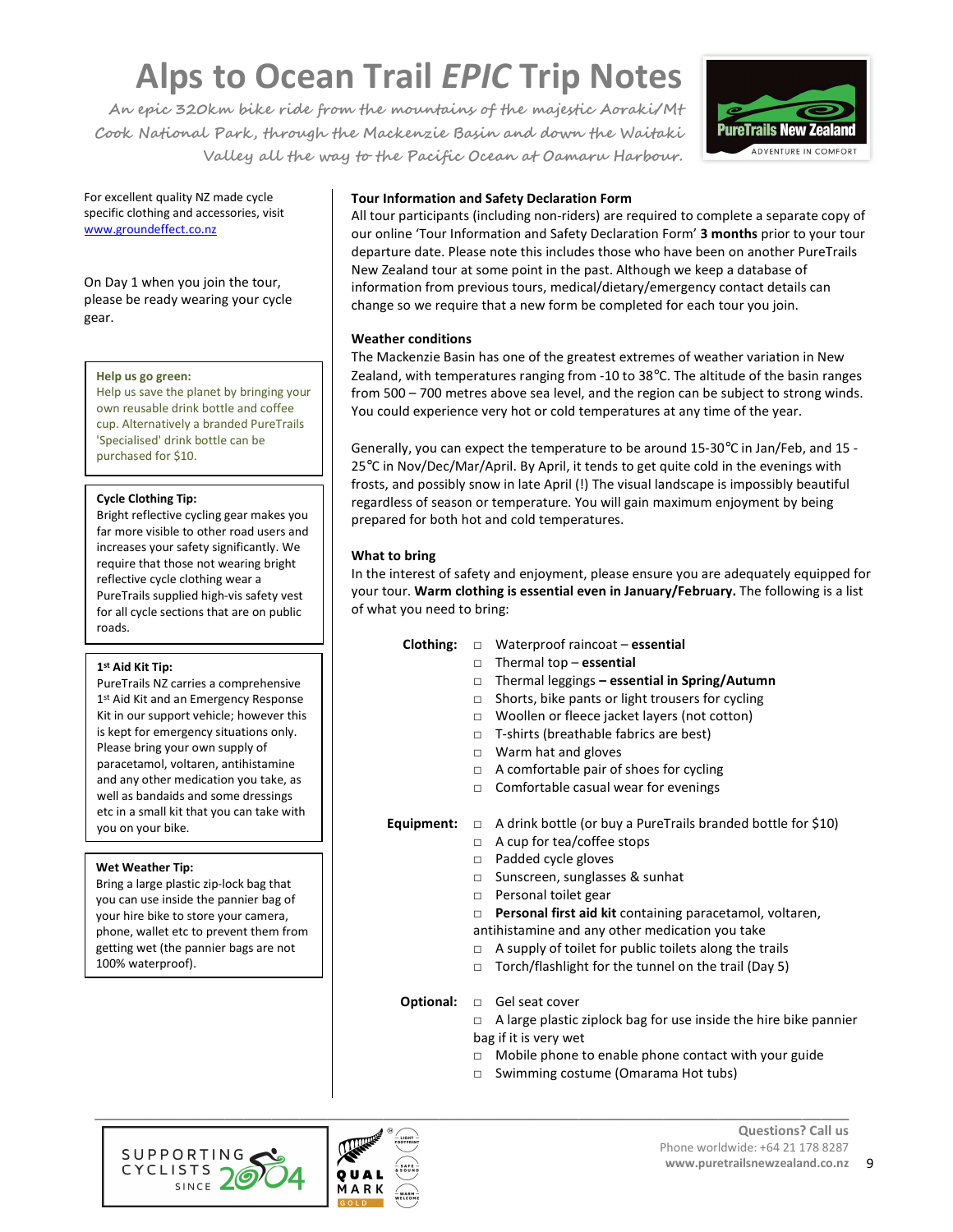# Alps to Ocean Trail *EPIC* Trip Notes

*An epic 320km bike ride from the mountains of the majestic Aoraki/Mt Cook National Park, through the Mackenzie Basin and down the Waitaki Valley all the way to the Pacific Ocean at Oamaru Harbour.*

For excellent quality NZ made cycle specific clothing and accessories, visit www.groundeffect.co.nz

On Day 1 when you join the tour, please be ready wearing your cycle gear.

**Help us go green:**
Help us save the planet by bringing your own reusable drink bottle and coffee cup. Alternatively a branded PureTrails 'Specialised' drink bottle can be purchased for $10.

**Cycle Clothing Tip:**
Bright reflective cycling gear makes you far more visible to other road users and increases your safety significantly. We require that those not wearing bright reflective cycle clothing wear a PureTrails supplied high-vis safety vest for all cycle sections that are on public roads.

**1st Aid Kit Tip:**
PureTrails NZ carries a comprehensive 1st Aid Kit and an Emergency Response Kit in our support vehicle; however this is kept for emergency situations only. Please bring your own supply of paracetamol, voltaren, antihistamine and any other medication you take, as well as bandaids and some dressings etc in a small kit that you can take with you on your bike.

**Wet Weather Tip:**
Bring a large plastic zip-lock bag that you can use inside the pannier bag of your hire bike to store your camera, phone, wallet etc to prevent them from getting wet (the pannier bags are not 100% waterproof).

### Tour Information and Safety Declaration Form

All tour participants (including non-riders) are required to complete a separate copy of our online 'Tour Information and Safety Declaration Form' **3 months** prior to your tour departure date. Please note this includes those who have been on another PureTrails New Zealand tour at some point in the past. Although we keep a database of information from previous tours, medical/dietary/emergency contact details can change so we require that a new form be completed for each tour you join.

### Weather conditions

The Mackenzie Basin has one of the greatest extremes of weather variation in New Zealand, with temperatures ranging from -10 to 38℃. The altitude of the basin ranges from 500 – 700 metres above sea level, and the region can be subject to strong winds. You could experience very hot or cold temperatures at any time of the year.

Generally, you can expect the temperature to be around 15-30℃ in Jan/Feb, and 15 - 25℃ in Nov/Dec/Mar/April. By April, it tends to get quite cold in the evenings with frosts, and possibly snow in late April (!) The visual landscape is impossibly beautiful regardless of season or temperature. You will gain maximum enjoyment by being prepared for both hot and cold temperatures.

### What to bring

In the interest of safety and enjoyment, please ensure you are adequately equipped for your tour. **Warm clothing is essential even in January/February.** The following is a list of what you need to bring:

**Clothing:**

- ☐ Waterproof raincoat – **essential**
- ☐ Thermal top – **essential**
- ☐ Thermal leggings **– essential in Spring/Autumn**
- ☐ Shorts, bike pants or light trousers for cycling
- ☐ Woollen or fleece jacket layers (not cotton)
- ☐ T-shirts (breathable fabrics are best)
- ☐ Warm hat and gloves
- ☐ A comfortable pair of shoes for cycling
- ☐ Comfortable casual wear for evenings

**Equipment:**

- ☐ A drink bottle (or buy a PureTrails branded bottle for $10)
- ☐ A cup for tea/coffee stops
- ☐ Padded cycle gloves
- ☐ Sunscreen, sunglasses & sunhat
- ☐ Personal toilet gear
- ☐ **Personal first aid kit** containing paracetamol, voltaren, antihistamine and any other medication you take
- ☐ A supply of toilet for public toilets along the trails
- ☐ Torch/flashlight for the tunnel on the trail (Day 5)

**Optional:**

- ☐ Gel seat cover
- ☐ A large plastic ziplock bag for use inside the hire bike pannier bag if it is very wet
- ☐ Mobile phone to enable phone contact with your guide
- ☐ Swimming costume (Omarama Hot tubs)

**Questions? Call us**
Phone worldwide: +64 21 178 8287
www.puretrailsnewzealand.co.nz